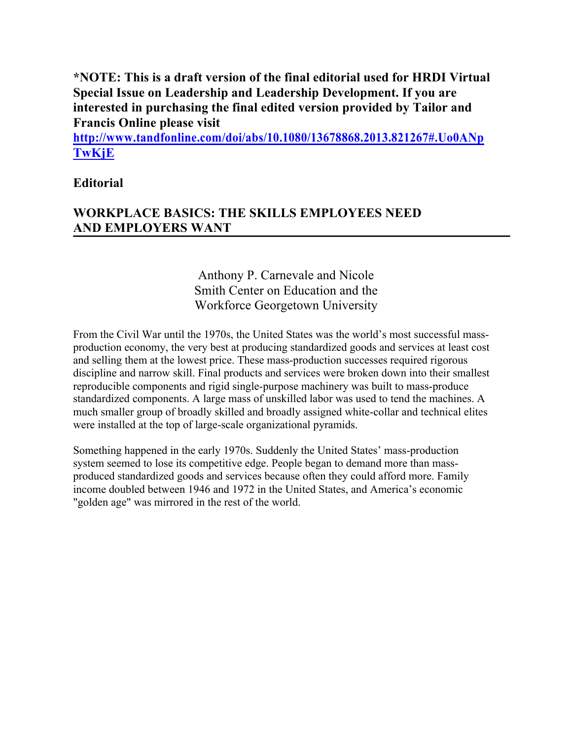**\*NOTE: This is a draft version of the final editorial used for HRDI Virtual Special Issue on Leadership and Leadership Development. If you are interested in purchasing the final edited version provided by Tailor and Francis Online please visit [http://www.tandfonline.com/doi/abs/10.1080/13678868.2013.821267#.Uo0ANpTwKjE](http://www.tandfonline.com/doi/abs/10.1080/13678868.2013.821267#.Uo0ANpTwKjE)**

**Editorial**

# WORKPLACE BASICS: THE SKILLS EMPLOYEES NEED AND EMPLOYERS WANT

Anthony P. Carnevale and Nicole Smith Center on Education and the Workforce Georgetown University

From the Civil War until the 1970s, the United States was the world's most successful mass-production economy, the very best at producing standardized goods and services at least cost and selling them at the lowest price. These mass-production successes required rigorous discipline and narrow skill. Final products and services were broken down into their smallest reproducible components and rigid single-purpose machinery was built to mass-produce standardized components. A large mass of unskilled labor was used to tend the machines. A much smaller group of broadly skilled and broadly assigned white-collar and technical elites were installed at the top of large-scale organizational pyramids.

Something happened in the early 1970s. Suddenly the United States' mass-production system seemed to lose its competitive edge. People began to demand more than mass-produced standardized goods and services because often they could afford more. Family income doubled between 1946 and 1972 in the United States, and America's economic "golden age" was mirrored in the rest of the world.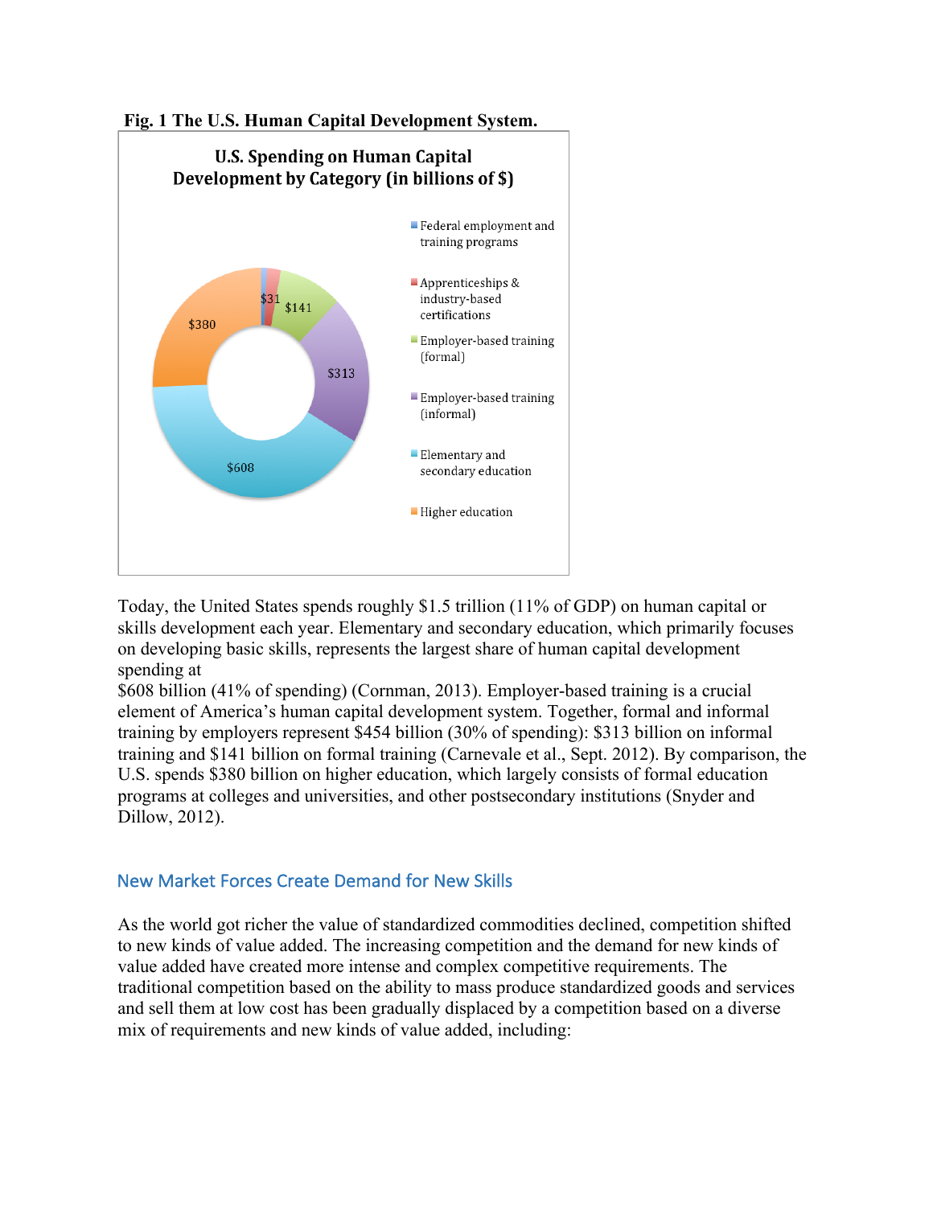**Fig. 1 The U.S. Human Capital Development System.**

**U.S. Spending on Human Capital Development by Category (in billions of $)**

| Category | Spending |
|---|---|
| Federal employment and training programs | |
| Apprenticeships & industry-based certifications | $31 |
| Employer-based training (formal) | $141 |
| Employer-based training (informal) | $313 |
| Elementary and secondary education | $608 |
| Higher education | $380 |

Today, the United States spends roughly $1.5 trillion (11% of GDP) on human capital or skills development each year. Elementary and secondary education, which primarily focuses on developing basic skills, represents the largest share of human capital development spending at $608 billion (41% of spending) (Cornman, 2013). Employer-based training is a crucial element of America's human capital development system. Together, formal and informal training by employers represent $454 billion (30% of spending): $313 billion on informal training and $141 billion on formal training (Carnevale et al., Sept. 2012). By comparison, the U.S. spends $380 billion on higher education, which largely consists of formal education programs at colleges and universities, and other postsecondary institutions (Snyder and Dillow, 2012).

## New Market Forces Create Demand for New Skills

As the world got richer the value of standardized commodities declined, competition shifted to new kinds of value added. The increasing competition and the demand for new kinds of value added have created more intense and complex competitive requirements. The traditional competition based on the ability to mass produce standardized goods and services and sell them at low cost has been gradually displaced by a competition based on a diverse mix of requirements and new kinds of value added, including: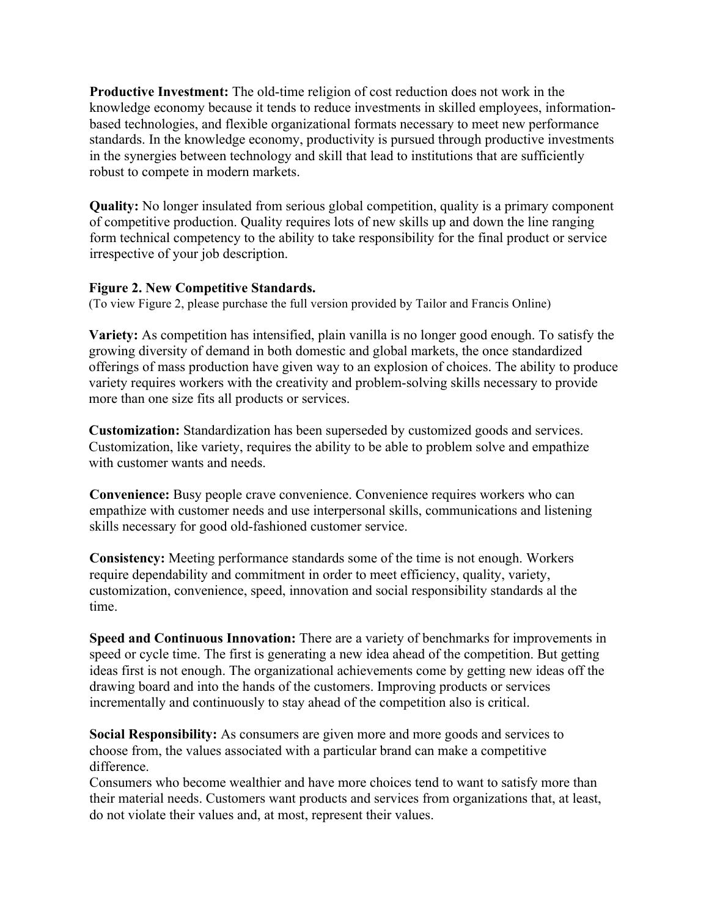**Productive Investment:** The old-time religion of cost reduction does not work in the knowledge economy because it tends to reduce investments in skilled employees, information-based technologies, and flexible organizational formats necessary to meet new performance standards. In the knowledge economy, productivity is pursued through productive investments in the synergies between technology and skill that lead to institutions that are sufficiently robust to compete in modern markets.

**Quality:** No longer insulated from serious global competition, quality is a primary component of competitive production. Quality requires lots of new skills up and down the line ranging form technical competency to the ability to take responsibility for the final product or service irrespective of your job description.

**Figure 2. New Competitive Standards.**
(To view Figure 2, please purchase the full version provided by Tailor and Francis Online)

**Variety:** As competition has intensified, plain vanilla is no longer good enough. To satisfy the growing diversity of demand in both domestic and global markets, the once standardized offerings of mass production have given way to an explosion of choices. The ability to produce variety requires workers with the creativity and problem-solving skills necessary to provide more than one size fits all products or services.

**Customization:** Standardization has been superseded by customized goods and services. Customization, like variety, requires the ability to be able to problem solve and empathize with customer wants and needs.

**Convenience:** Busy people crave convenience. Convenience requires workers who can empathize with customer needs and use interpersonal skills, communications and listening skills necessary for good old-fashioned customer service.

**Consistency:** Meeting performance standards some of the time is not enough. Workers require dependability and commitment in order to meet efficiency, quality, variety, customization, convenience, speed, innovation and social responsibility standards al the time.

**Speed and Continuous Innovation:** There are a variety of benchmarks for improvements in speed or cycle time. The first is generating a new idea ahead of the competition. But getting ideas first is not enough. The organizational achievements come by getting new ideas off the drawing board and into the hands of the customers. Improving products or services incrementally and continuously to stay ahead of the competition also is critical.

**Social Responsibility:** As consumers are given more and more goods and services to choose from, the values associated with a particular brand can make a competitive difference.
Consumers who become wealthier and have more choices tend to want to satisfy more than their material needs. Customers want products and services from organizations that, at least, do not violate their values and, at most, represent their values.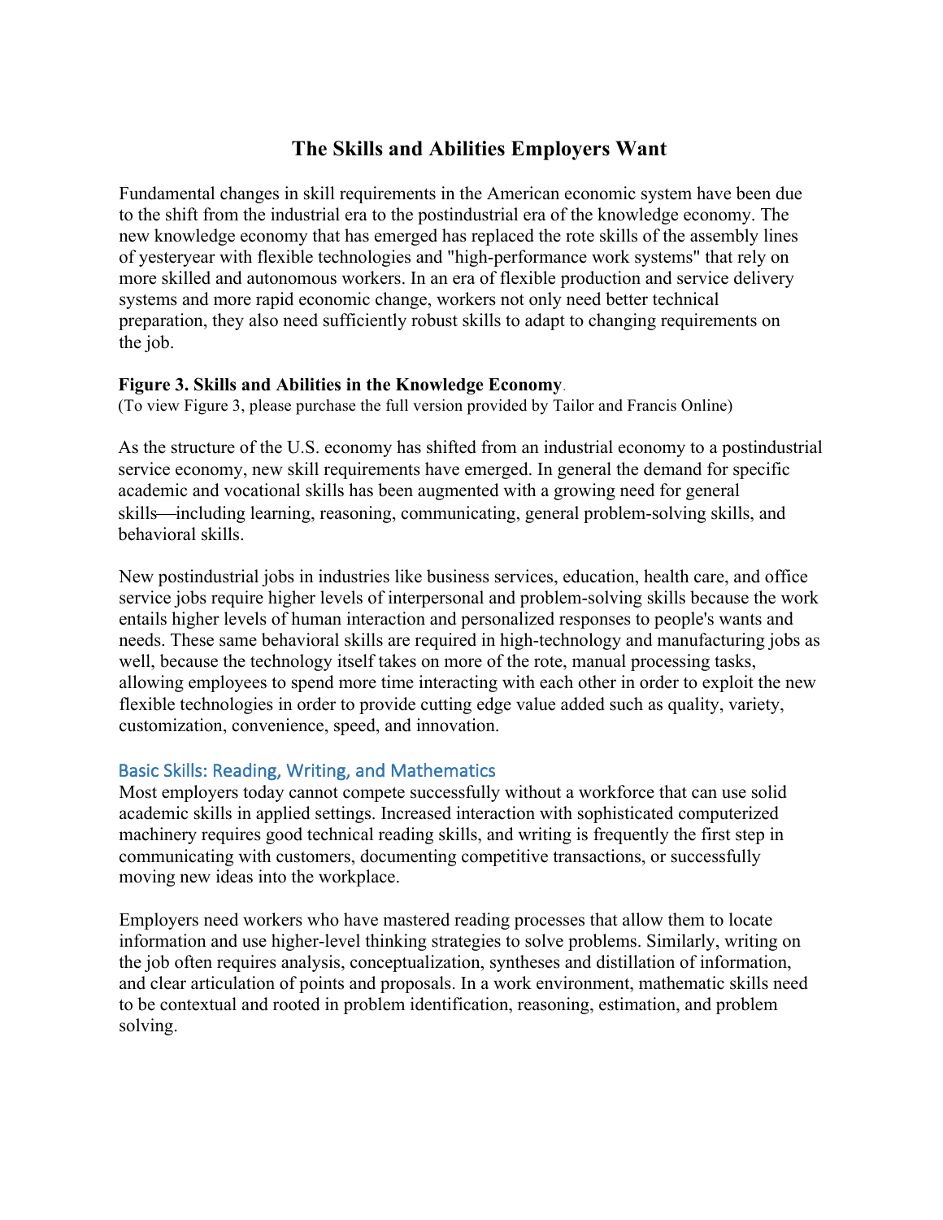# The Skills and Abilities Employers Want

Fundamental changes in skill requirements in the American economic system have been due to the shift from the industrial era to the postindustrial era of the knowledge economy. The new knowledge economy that has emerged has replaced the rote skills of the assembly lines of yesteryear with flexible technologies and "high-performance work systems" that rely on more skilled and autonomous workers. In an era of flexible production and service delivery systems and more rapid economic change, workers not only need better technical preparation, they also need sufficiently robust skills to adapt to changing requirements on the job.

**Figure 3. Skills and Abilities in the Knowledge Economy**.
(To view Figure 3, please purchase the full version provided by Tailor and Francis Online)

As the structure of the U.S. economy has shifted from an industrial economy to a postindustrial service economy, new skill requirements have emerged. In general the demand for specific academic and vocational skills has been augmented with a growing need for general skills—including learning, reasoning, communicating, general problem-solving skills, and behavioral skills.

New postindustrial jobs in industries like business services, education, health care, and office service jobs require higher levels of interpersonal and problem-solving skills because the work entails higher levels of human interaction and personalized responses to people's wants and needs. These same behavioral skills are required in high-technology and manufacturing jobs as well, because the technology itself takes on more of the rote, manual processing tasks, allowing employees to spend more time interacting with each other in order to exploit the new flexible technologies in order to provide cutting edge value added such as quality, variety, customization, convenience, speed, and innovation.

## Basic Skills: Reading, Writing, and Mathematics

Most employers today cannot compete successfully without a workforce that can use solid academic skills in applied settings. Increased interaction with sophisticated computerized machinery requires good technical reading skills, and writing is frequently the first step in communicating with customers, documenting competitive transactions, or successfully moving new ideas into the workplace.

Employers need workers who have mastered reading processes that allow them to locate information and use higher-level thinking strategies to solve problems. Similarly, writing on the job often requires analysis, conceptualization, syntheses and distillation of information, and clear articulation of points and proposals. In a work environment, mathematic skills need to be contextual and rooted in problem identification, reasoning, estimation, and problem solving.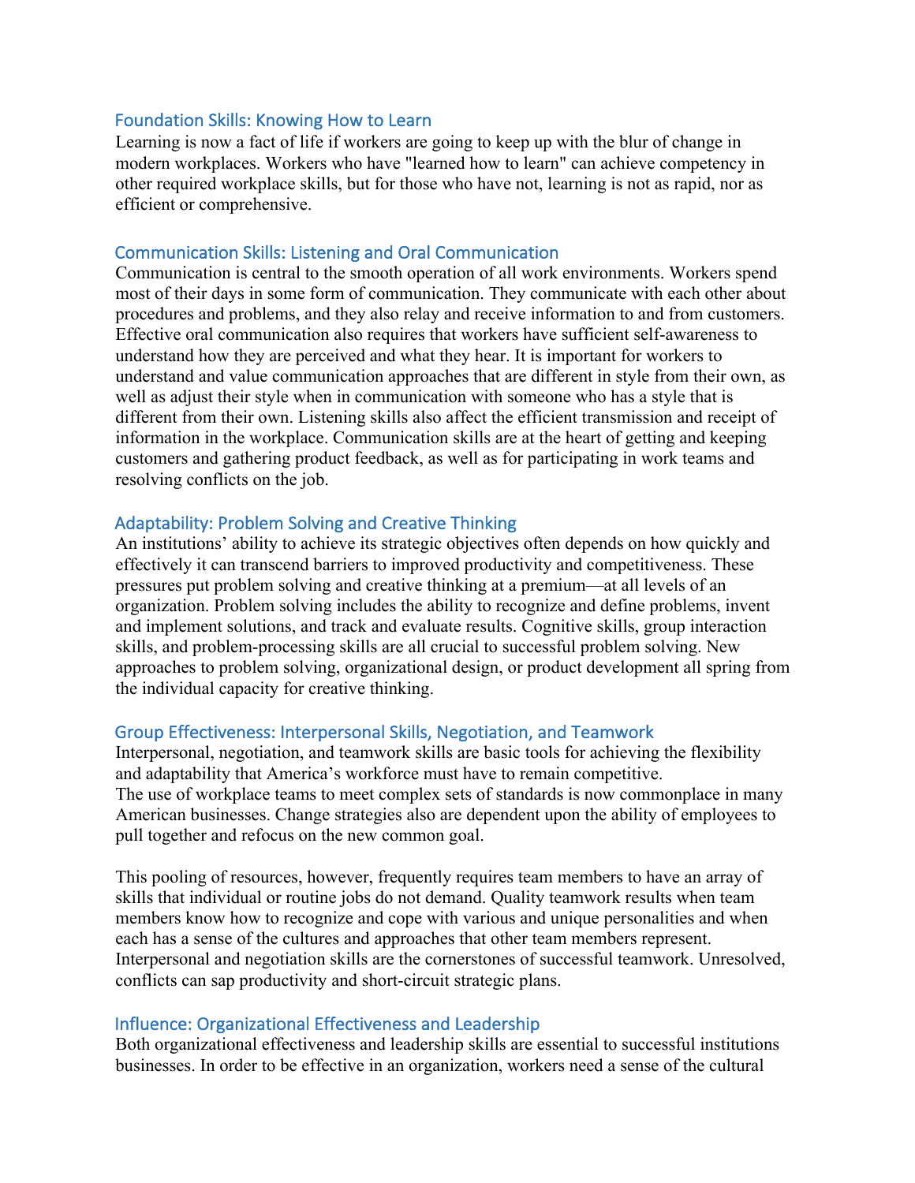### Foundation Skills: Knowing How to Learn

Learning is now a fact of life if workers are going to keep up with the blur of change in modern workplaces. Workers who have "learned how to learn" can achieve competency in other required workplace skills, but for those who have not, learning is not as rapid, nor as efficient or comprehensive.

### Communication Skills: Listening and Oral Communication

Communication is central to the smooth operation of all work environments. Workers spend most of their days in some form of communication. They communicate with each other about procedures and problems, and they also relay and receive information to and from customers. Effective oral communication also requires that workers have sufficient self-awareness to understand how they are perceived and what they hear. It is important for workers to understand and value communication approaches that are different in style from their own, as well as adjust their style when in communication with someone who has a style that is different from their own. Listening skills also affect the efficient transmission and receipt of information in the workplace. Communication skills are at the heart of getting and keeping customers and gathering product feedback, as well as for participating in work teams and resolving conflicts on the job.

### Adaptability: Problem Solving and Creative Thinking

An institutions' ability to achieve its strategic objectives often depends on how quickly and effectively it can transcend barriers to improved productivity and competitiveness. These pressures put problem solving and creative thinking at a premium—at all levels of an organization. Problem solving includes the ability to recognize and define problems, invent and implement solutions, and track and evaluate results. Cognitive skills, group interaction skills, and problem-processing skills are all crucial to successful problem solving. New approaches to problem solving, organizational design, or product development all spring from the individual capacity for creative thinking.

### Group Effectiveness: Interpersonal Skills, Negotiation, and Teamwork

Interpersonal, negotiation, and teamwork skills are basic tools for achieving the flexibility and adaptability that America's workforce must have to remain competitive.
The use of workplace teams to meet complex sets of standards is now commonplace in many American businesses. Change strategies also are dependent upon the ability of employees to pull together and refocus on the new common goal.

This pooling of resources, however, frequently requires team members to have an array of skills that individual or routine jobs do not demand. Quality teamwork results when team members know how to recognize and cope with various and unique personalities and when each has a sense of the cultures and approaches that other team members represent. Interpersonal and negotiation skills are the cornerstones of successful teamwork. Unresolved, conflicts can sap productivity and short-circuit strategic plans.

### Influence: Organizational Effectiveness and Leadership

Both organizational effectiveness and leadership skills are essential to successful institutions businesses. In order to be effective in an organization, workers need a sense of the cultural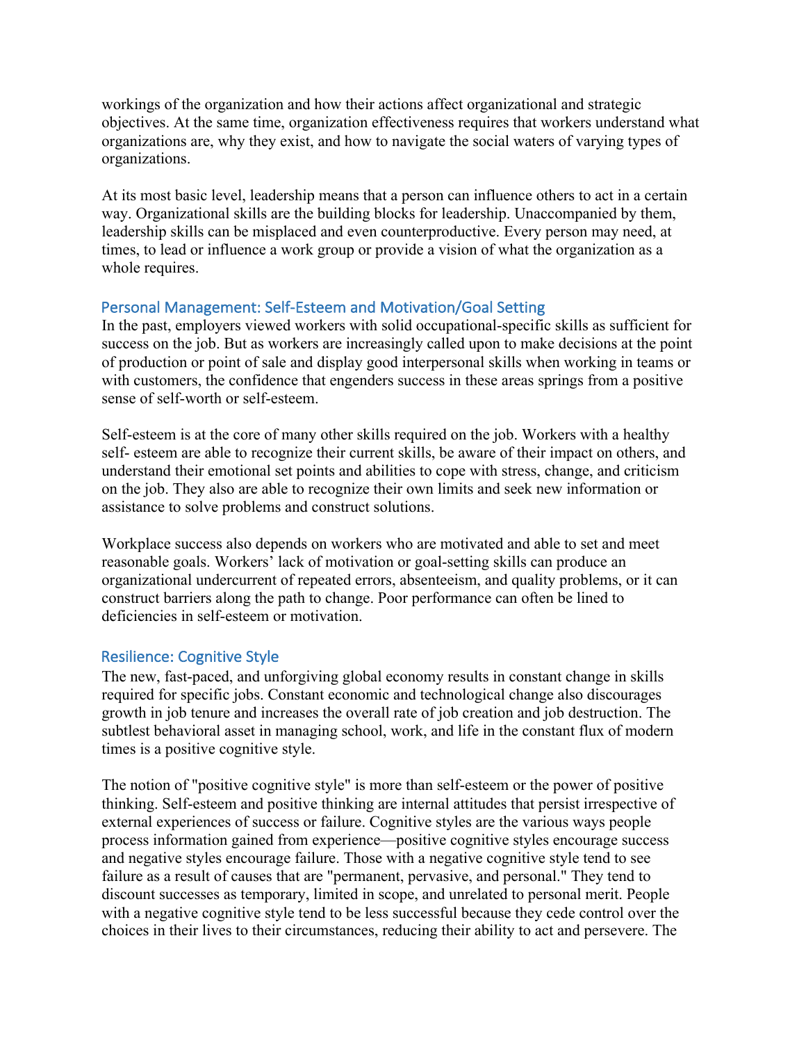workings of the organization and how their actions affect organizational and strategic objectives. At the same time, organization effectiveness requires that workers understand what organizations are, why they exist, and how to navigate the social waters of varying types of organizations.

At its most basic level, leadership means that a person can influence others to act in a certain way. Organizational skills are the building blocks for leadership. Unaccompanied by them, leadership skills can be misplaced and even counterproductive. Every person may need, at times, to lead or influence a work group or provide a vision of what the organization as a whole requires.

## Personal Management: Self-Esteem and Motivation/Goal Setting

In the past, employers viewed workers with solid occupational-specific skills as sufficient for success on the job. But as workers are increasingly called upon to make decisions at the point of production or point of sale and display good interpersonal skills when working in teams or with customers, the confidence that engenders success in these areas springs from a positive sense of self-worth or self-esteem.

Self-esteem is at the core of many other skills required on the job. Workers with a healthy self- esteem are able to recognize their current skills, be aware of their impact on others, and understand their emotional set points and abilities to cope with stress, change, and criticism on the job. They also are able to recognize their own limits and seek new information or assistance to solve problems and construct solutions.

Workplace success also depends on workers who are motivated and able to set and meet reasonable goals. Workers' lack of motivation or goal-setting skills can produce an organizational undercurrent of repeated errors, absenteeism, and quality problems, or it can construct barriers along the path to change. Poor performance can often be lined to deficiencies in self-esteem or motivation.

## Resilience: Cognitive Style

The new, fast-paced, and unforgiving global economy results in constant change in skills required for specific jobs. Constant economic and technological change also discourages growth in job tenure and increases the overall rate of job creation and job destruction. The subtlest behavioral asset in managing school, work, and life in the constant flux of modern times is a positive cognitive style.

The notion of "positive cognitive style" is more than self-esteem or the power of positive thinking. Self-esteem and positive thinking are internal attitudes that persist irrespective of external experiences of success or failure. Cognitive styles are the various ways people process information gained from experience—positive cognitive styles encourage success and negative styles encourage failure. Those with a negative cognitive style tend to see failure as a result of causes that are "permanent, pervasive, and personal." They tend to discount successes as temporary, limited in scope, and unrelated to personal merit. People with a negative cognitive style tend to be less successful because they cede control over the choices in their lives to their circumstances, reducing their ability to act and persevere. The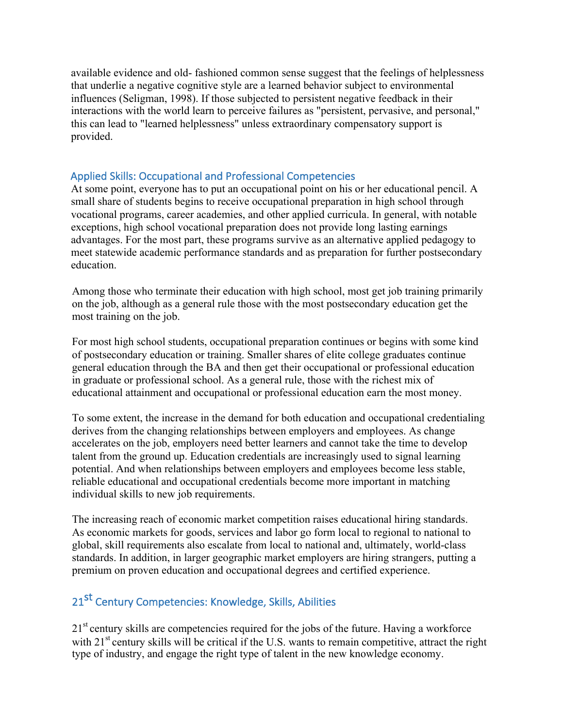available evidence and old- fashioned common sense suggest that the feelings of helplessness that underlie a negative cognitive style are a learned behavior subject to environmental influences (Seligman, 1998). If those subjected to persistent negative feedback in their interactions with the world learn to perceive failures as "persistent, pervasive, and personal," this can lead to "learned helplessness" unless extraordinary compensatory support is provided.

## Applied Skills: Occupational and Professional Competencies

At some point, everyone has to put an occupational point on his or her educational pencil. A small share of students begins to receive occupational preparation in high school through vocational programs, career academies, and other applied curricula. In general, with notable exceptions, high school vocational preparation does not provide long lasting earnings advantages. For the most part, these programs survive as an alternative applied pedagogy to meet statewide academic performance standards and as preparation for further postsecondary education.

Among those who terminate their education with high school, most get job training primarily on the job, although as a general rule those with the most postsecondary education get the most training on the job.

For most high school students, occupational preparation continues or begins with some kind of postsecondary education or training. Smaller shares of elite college graduates continue general education through the BA and then get their occupational or professional education in graduate or professional school. As a general rule, those with the richest mix of educational attainment and occupational or professional education earn the most money.

To some extent, the increase in the demand for both education and occupational credentialing derives from the changing relationships between employers and employees. As change accelerates on the job, employers need better learners and cannot take the time to develop talent from the ground up. Education credentials are increasingly used to signal learning potential. And when relationships between employers and employees become less stable, reliable educational and occupational credentials become more important in matching individual skills to new job requirements.

The increasing reach of economic market competition raises educational hiring standards. As economic markets for goods, services and labor go form local to regional to national to global, skill requirements also escalate from local to national and, ultimately, world-class standards. In addition, in larger geographic market employers are hiring strangers, putting a premium on proven education and occupational degrees and certified experience.

## 21st Century Competencies: Knowledge, Skills, Abilities

21st century skills are competencies required for the jobs of the future. Having a workforce with 21st century skills will be critical if the U.S. wants to remain competitive, attract the right type of industry, and engage the right type of talent in the new knowledge economy.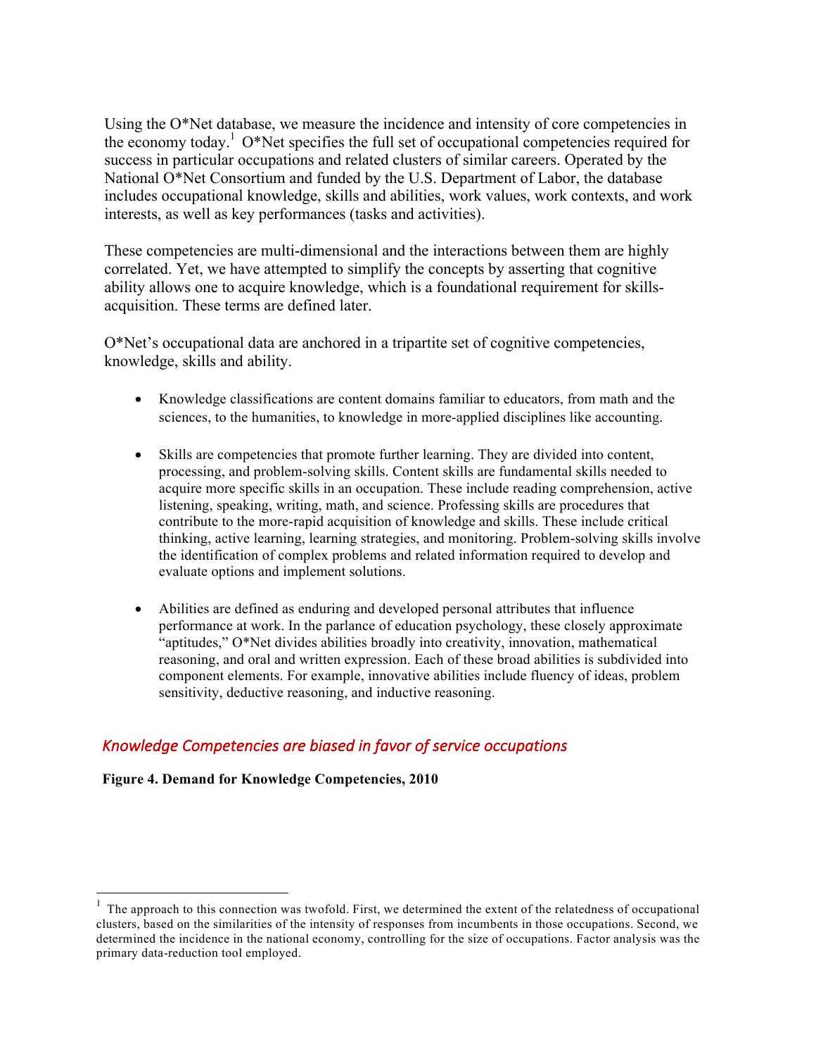Using the O*Net database, we measure the incidence and intensity of core competencies in the economy today.[1] O*Net specifies the full set of occupational competencies required for success in particular occupations and related clusters of similar careers. Operated by the National O*Net Consortium and funded by the U.S. Department of Labor, the database includes occupational knowledge, skills and abilities, work values, work contexts, and work interests, as well as key performances (tasks and activities).

These competencies are multi-dimensional and the interactions between them are highly correlated. Yet, we have attempted to simplify the concepts by asserting that cognitive ability allows one to acquire knowledge, which is a foundational requirement for skills-acquisition. These terms are defined later.

O*Net's occupational data are anchored in a tripartite set of cognitive competencies, knowledge, skills and ability.

- Knowledge classifications are content domains familiar to educators, from math and the sciences, to the humanities, to knowledge in more-applied disciplines like accounting.

- Skills are competencies that promote further learning. They are divided into content, processing, and problem-solving skills. Content skills are fundamental skills needed to acquire more specific skills in an occupation. These include reading comprehension, active listening, speaking, writing, math, and science. Professing skills are procedures that contribute to the more-rapid acquisition of knowledge and skills. These include critical thinking, active learning, learning strategies, and monitoring. Problem-solving skills involve the identification of complex problems and related information required to develop and evaluate options and implement solutions.

- Abilities are defined as enduring and developed personal attributes that influence performance at work. In the parlance of education psychology, these closely approximate "aptitudes," O*Net divides abilities broadly into creativity, innovation, mathematical reasoning, and oral and written expression. Each of these broad abilities is subdivided into component elements. For example, innovative abilities include fluency of ideas, problem sensitivity, deductive reasoning, and inductive reasoning.

## *Knowledge Competencies are biased in favor of service occupations*

**Figure 4. Demand for Knowledge Competencies, 2010**

---

[1] The approach to this connection was twofold. First, we determined the extent of the relatedness of occupational clusters, based on the similarities of the intensity of responses from incumbents in those occupations. Second, we determined the incidence in the national economy, controlling for the size of occupations. Factor analysis was the primary data-reduction tool employed.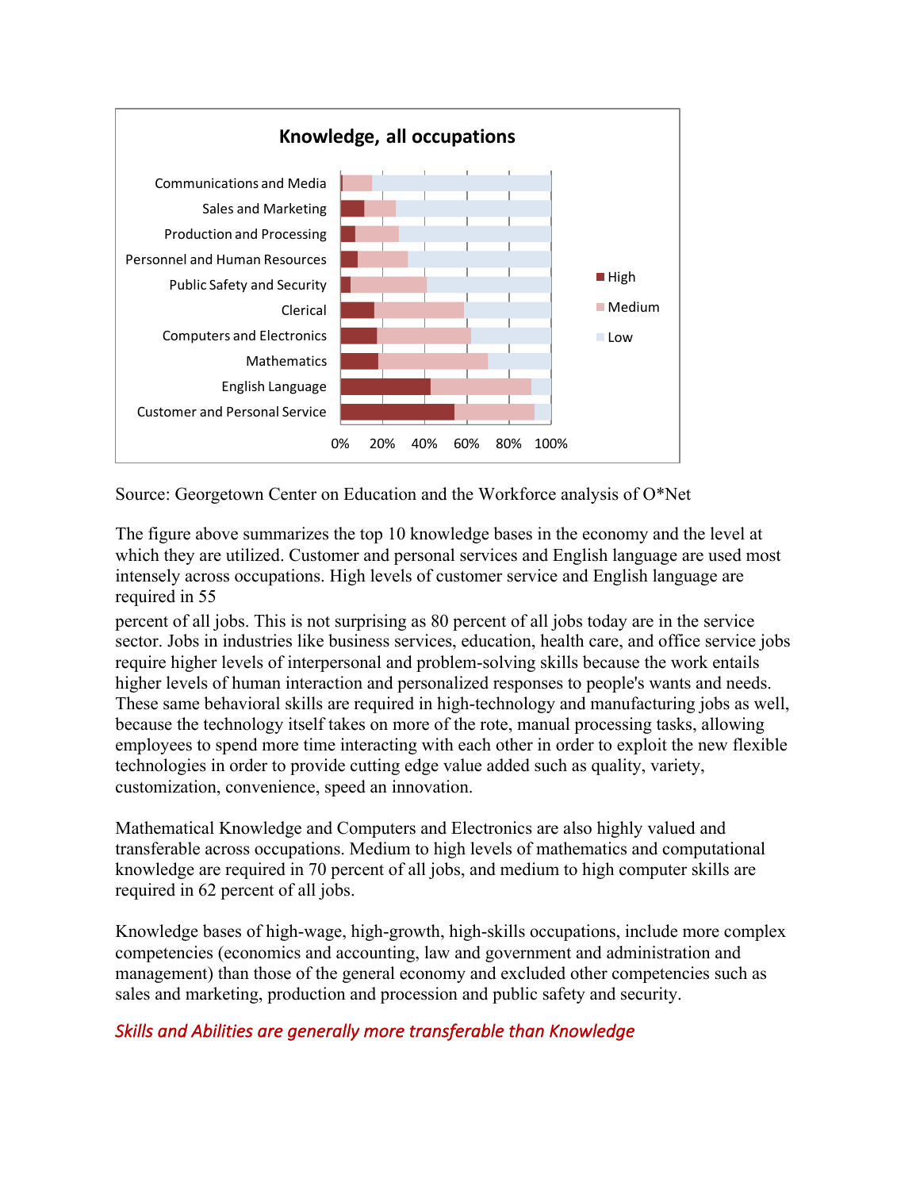**Knowledge, all occupations**

Source: Georgetown Center on Education and the Workforce analysis of O*Net

The figure above summarizes the top 10 knowledge bases in the economy and the level at which they are utilized. Customer and personal services and English language are used most intensely across occupations. High levels of customer service and English language are required in 55 percent of all jobs. This is not surprising as 80 percent of all jobs today are in the service sector. Jobs in industries like business services, education, health care, and office service jobs require higher levels of interpersonal and problem-solving skills because the work entails higher levels of human interaction and personalized responses to people's wants and needs. These same behavioral skills are required in high-technology and manufacturing jobs as well, because the technology itself takes on more of the rote, manual processing tasks, allowing employees to spend more time interacting with each other in order to exploit the new flexible technologies in order to provide cutting edge value added such as quality, variety, customization, convenience, speed an innovation.

Mathematical Knowledge and Computers and Electronics are also highly valued and transferable across occupations. Medium to high levels of mathematics and computational knowledge are required in 70 percent of all jobs, and medium to high computer skills are required in 62 percent of all jobs.

Knowledge bases of high-wage, high-growth, high-skills occupations, include more complex competencies (economics and accounting, law and government and administration and management) than those of the general economy and excluded other competencies such as sales and marketing, production and procession and public safety and security.

*Skills and Abilities are generally more transferable than Knowledge*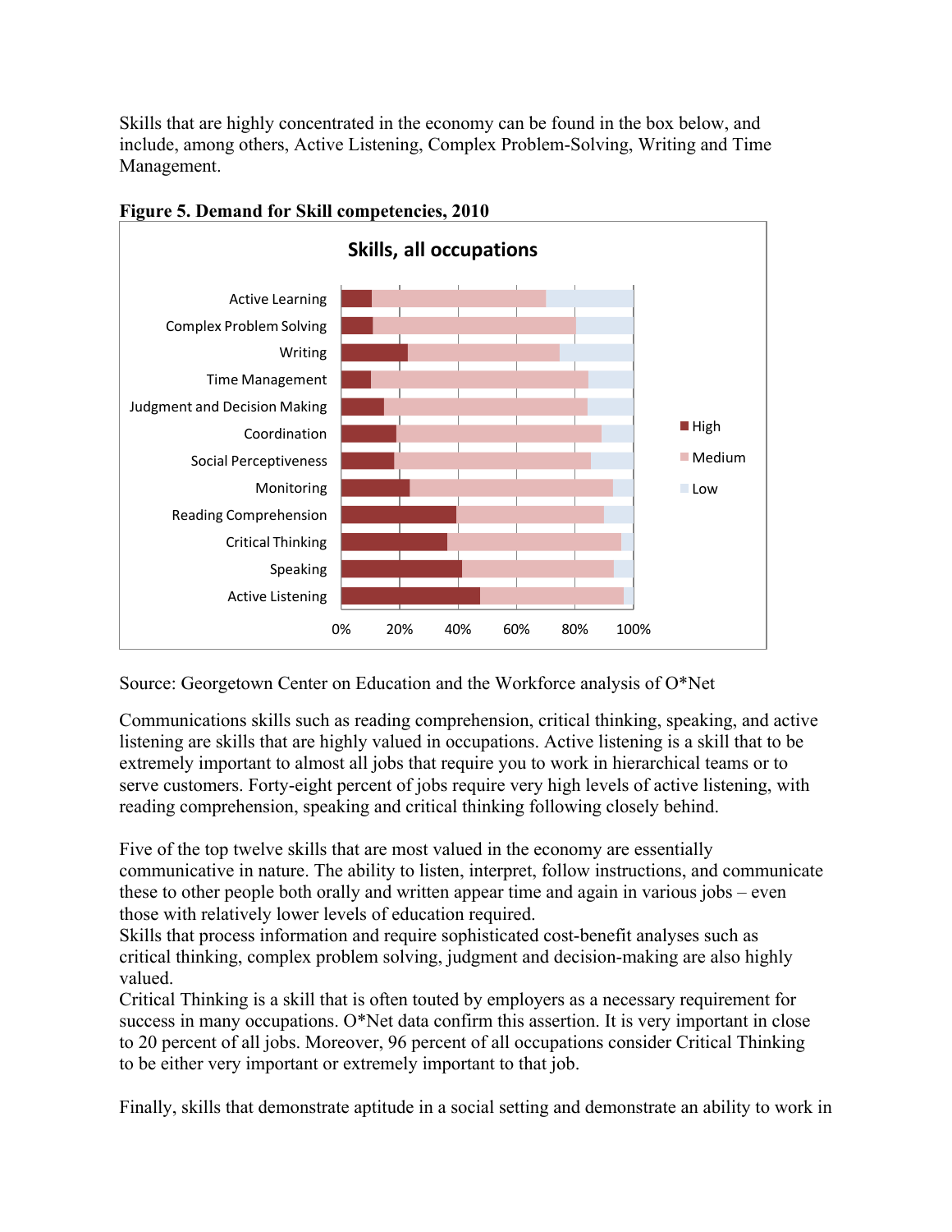Skills that are highly concentrated in the economy can be found in the box below, and include, among others, Active Listening, Complex Problem-Solving, Writing and Time Management.

**Figure 5. Demand for Skill competencies, 2010**

Source: Georgetown Center on Education and the Workforce analysis of O*Net

Communications skills such as reading comprehension, critical thinking, speaking, and active listening are skills that are highly valued in occupations. Active listening is a skill that to be extremely important to almost all jobs that require you to work in hierarchical teams or to serve customers. Forty-eight percent of jobs require very high levels of active listening, with reading comprehension, speaking and critical thinking following closely behind.

Five of the top twelve skills that are most valued in the economy are essentially communicative in nature. The ability to listen, interpret, follow instructions, and communicate these to other people both orally and written appear time and again in various jobs – even those with relatively lower levels of education required.
Skills that process information and require sophisticated cost-benefit analyses such as critical thinking, complex problem solving, judgment and decision-making are also highly valued.
Critical Thinking is a skill that is often touted by employers as a necessary requirement for success in many occupations. O*Net data confirm this assertion. It is very important in close to 20 percent of all jobs. Moreover, 96 percent of all occupations consider Critical Thinking to be either very important or extremely important to that job.

Finally, skills that demonstrate aptitude in a social setting and demonstrate an ability to work in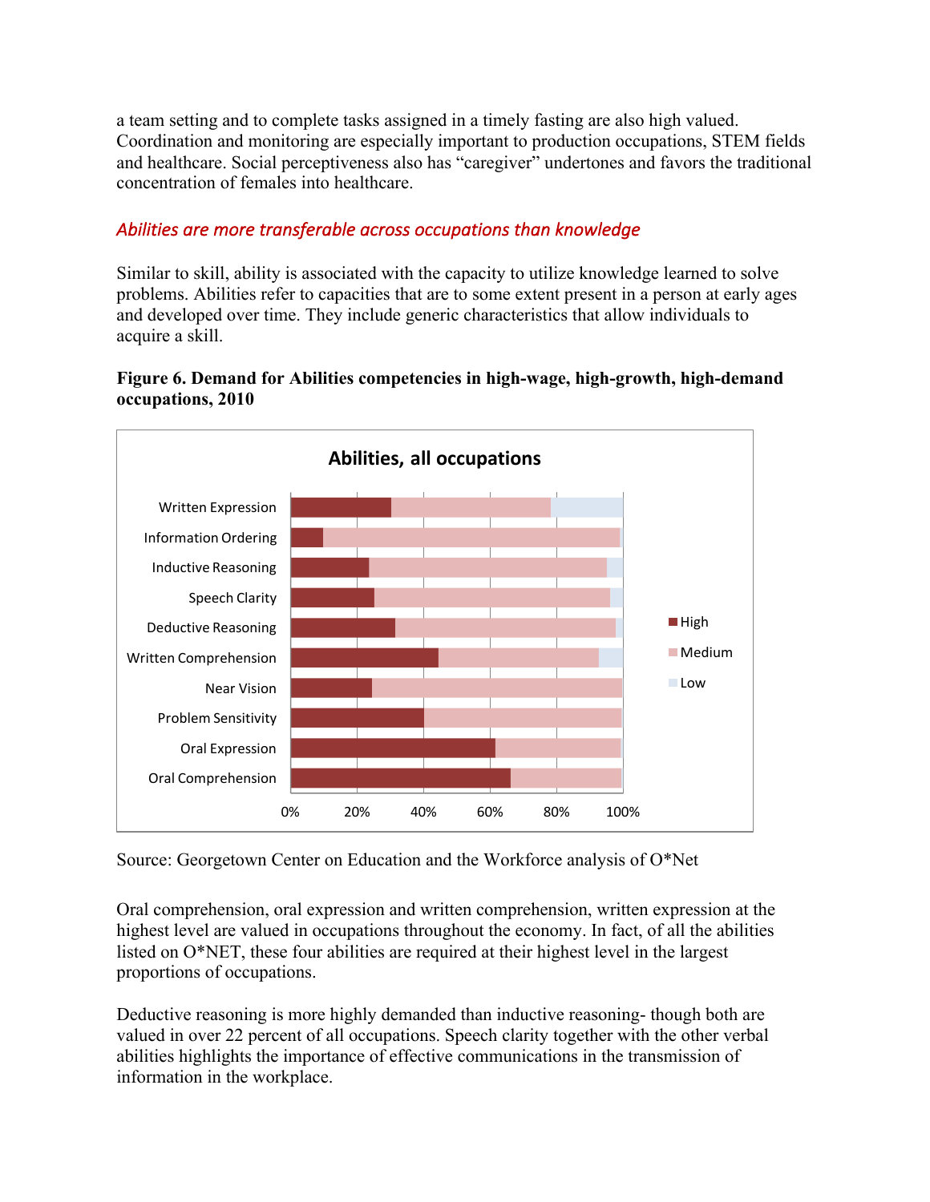a team setting and to complete tasks assigned in a timely fasting are also high valued. Coordination and monitoring are especially important to production occupations, STEM fields and healthcare. Social perceptiveness also has “caregiver” undertones and favors the traditional concentration of females into healthcare.

### *Abilities are more transferable across occupations than knowledge*

Similar to skill, ability is associated with the capacity to utilize knowledge learned to solve problems. Abilities refer to capacities that are to some extent present in a person at early ages and developed over time. They include generic characteristics that allow individuals to acquire a skill.

**Figure 6. Demand for Abilities competencies in high-wage, high-growth, high-demand occupations, 2010**

Source: Georgetown Center on Education and the Workforce analysis of O*Net

Oral comprehension, oral expression and written comprehension, written expression at the highest level are valued in occupations throughout the economy. In fact, of all the abilities listed on O*NET, these four abilities are required at their highest level in the largest proportions of occupations.

Deductive reasoning is more highly demanded than inductive reasoning- though both are valued in over 22 percent of all occupations. Speech clarity together with the other verbal abilities highlights the importance of effective communications in the transmission of information in the workplace.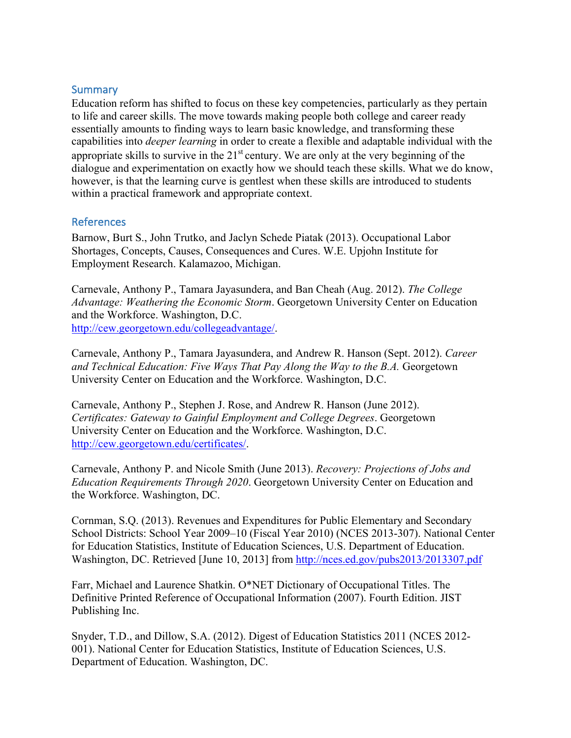## Summary

Education reform has shifted to focus on these key competencies, particularly as they pertain to life and career skills. The move towards making people both college and career ready essentially amounts to finding ways to learn basic knowledge, and transforming these capabilities into *deeper learning* in order to create a flexible and adaptable individual with the appropriate skills to survive in the 21st century. We are only at the very beginning of the dialogue and experimentation on exactly how we should teach these skills. What we do know, however, is that the learning curve is gentlest when these skills are introduced to students within a practical framework and appropriate context.

## References

Barnow, Burt S., John Trutko, and Jaclyn Schede Piatak (2013). Occupational Labor Shortages, Concepts, Causes, Consequences and Cures. W.E. Upjohn Institute for Employment Research. Kalamazoo, Michigan.

Carnevale, Anthony P., Tamara Jayasundera, and Ban Cheah (Aug. 2012). *The College Advantage: Weathering the Economic Storm*. Georgetown University Center on Education and the Workforce. Washington, D.C. http://cew.georgetown.edu/collegeadvantage/.

Carnevale, Anthony P., Tamara Jayasundera, and Andrew R. Hanson (Sept. 2012). *Career and Technical Education: Five Ways That Pay Along the Way to the B.A.* Georgetown University Center on Education and the Workforce. Washington, D.C.

Carnevale, Anthony P., Stephen J. Rose, and Andrew R. Hanson (June 2012). *Certificates: Gateway to Gainful Employment and College Degrees*. Georgetown University Center on Education and the Workforce. Washington, D.C. http://cew.georgetown.edu/certificates/.

Carnevale, Anthony P. and Nicole Smith (June 2013). *Recovery: Projections of Jobs and Education Requirements Through 2020*. Georgetown University Center on Education and the Workforce. Washington, DC.

Cornman, S.Q. (2013). Revenues and Expenditures for Public Elementary and Secondary School Districts: School Year 2009–10 (Fiscal Year 2010) (NCES 2013-307). National Center for Education Statistics, Institute of Education Sciences, U.S. Department of Education. Washington, DC. Retrieved [June 10, 2013] from http://nces.ed.gov/pubs2013/2013307.pdf

Farr, Michael and Laurence Shatkin. O*NET Dictionary of Occupational Titles. The Definitive Printed Reference of Occupational Information (2007). Fourth Edition. JIST Publishing Inc.

Snyder, T.D., and Dillow, S.A. (2012). Digest of Education Statistics 2011 (NCES 2012-001). National Center for Education Statistics, Institute of Education Sciences, U.S. Department of Education. Washington, DC.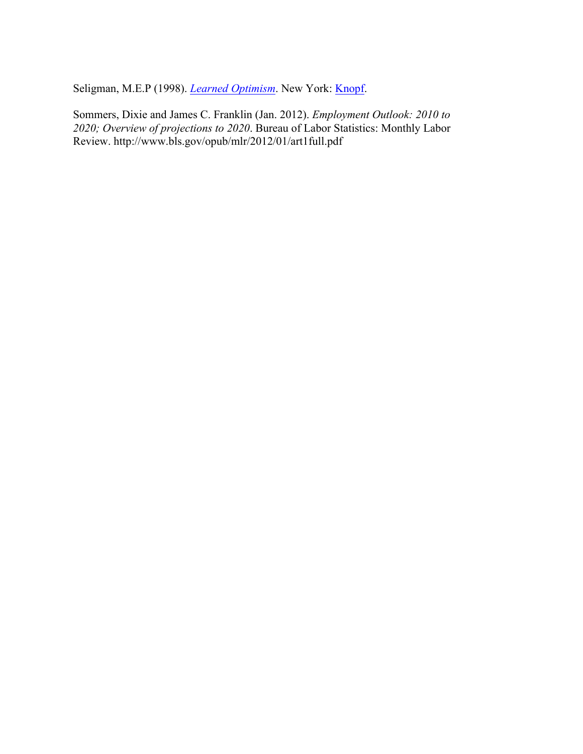Seligman, M.E.P (1998). *Learned Optimism*. New York: Knopf.

Sommers, Dixie and James C. Franklin (Jan. 2012). *Employment Outlook: 2010 to 2020; Overview of projections to 2020*. Bureau of Labor Statistics: Monthly Labor Review. http://www.bls.gov/opub/mlr/2012/01/art1full.pdf